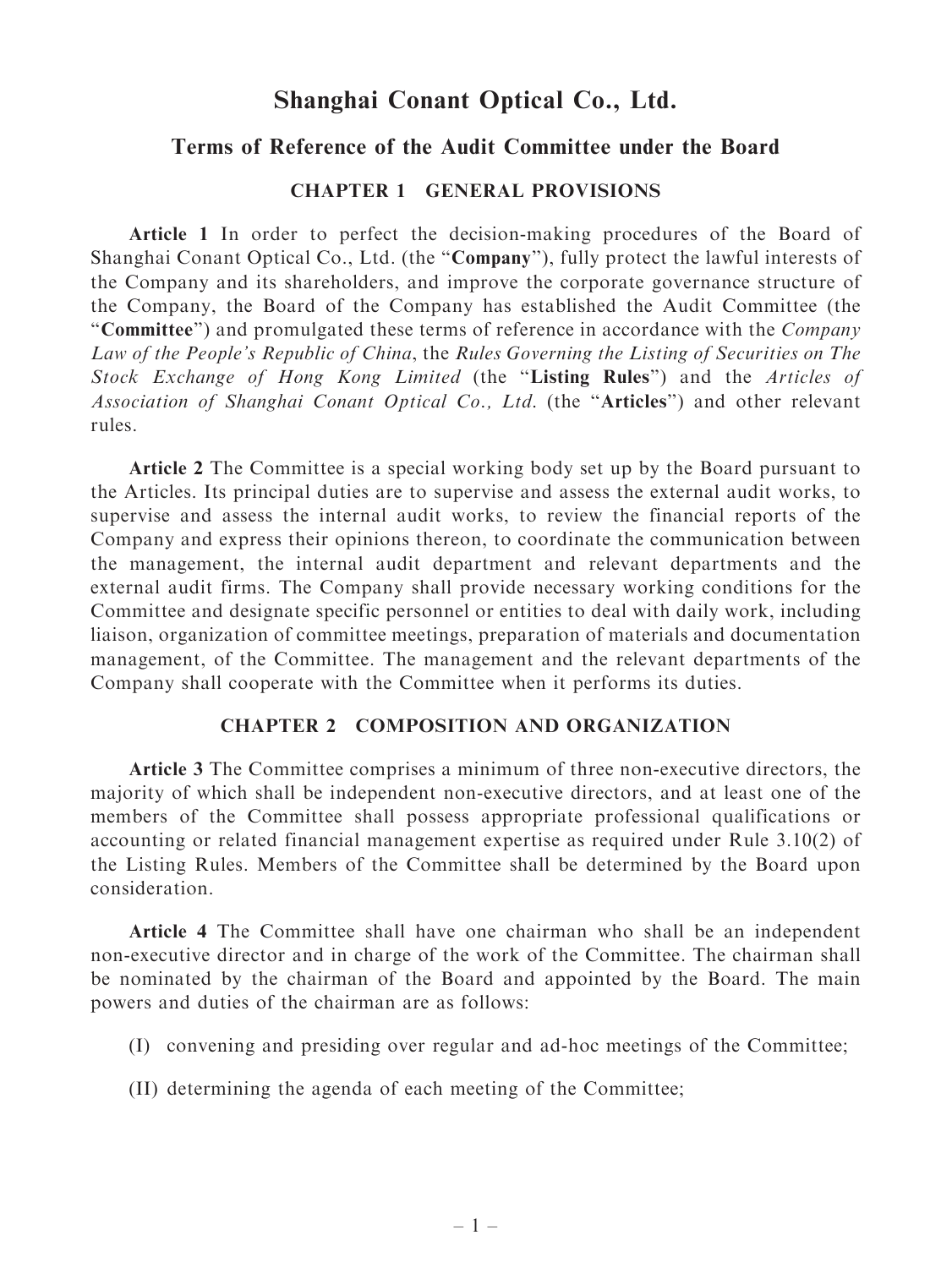# Shanghai Conant Optical Co., Ltd.

## Terms of Reference of the Audit Committee under the Board

### CHAPTER 1 GENERAL PROVISIONS

**Article 1** In order to perfect the decision-making procedures of the Board of Shanghai Conant Optical Co., Ltd. (the "**Company**"), fully protect the lawful interests of the Company and its shareholders, and improve the corporate governance structure of the Company, the Board of the Company has established the Audit Committee (the "**Committee**") and promulgated these terms of reference in accordance with the *Company Law of the People's Republic of China*, the *Rules Governing the Listing of Securities on The Stock Exchange of Hong Kong Limited* (the "**Listing Rules**") and the *Articles of Association of Shanghai Conant Optical Co., Ltd.* (the "**Articles**") and other relevant rules.

**Article 2** The Committee is a special working body set up by the Board pursuant to the Articles. Its principal duties are to supervise and assess the external audit works, to supervise and assess the internal audit works, to review the financial reports of the Company and express their opinions thereon, to coordinate the communication between the management, the internal audit department and relevant departments and the external audit firms. The Company shall provide necessary working conditions for the Committee and designate specific personnel or entities to deal with daily work, including liaison, organization of committee meetings, preparation of materials and documentation management, of the Committee. The management and the relevant departments of the Company shall cooperate with the Committee when it performs its duties.

### CHAPTER 2 COMPOSITION AND ORGANIZATION

**Article 3** The Committee comprises a minimum of three non-executive directors, the majority of which shall be independent non-executive directors, and at least one of the members of the Committee shall possess appropriate professional qualifications or accounting or related financial management expertise as required under Rule 3.10(2) of the Listing Rules. Members of the Committee shall be determined by the Board upon consideration.

**Article 4** The Committee shall have one chairman who shall be an independent non-executive director and in charge of the work of the Committee. The chairman shall be nominated by the chairman of the Board and appointed by the Board. The main powers and duties of the chairman are as follows:

(I) convening and presiding over regular and ad-hoc meetings of the Committee;

(II) determining the agenda of each meeting of the Committee;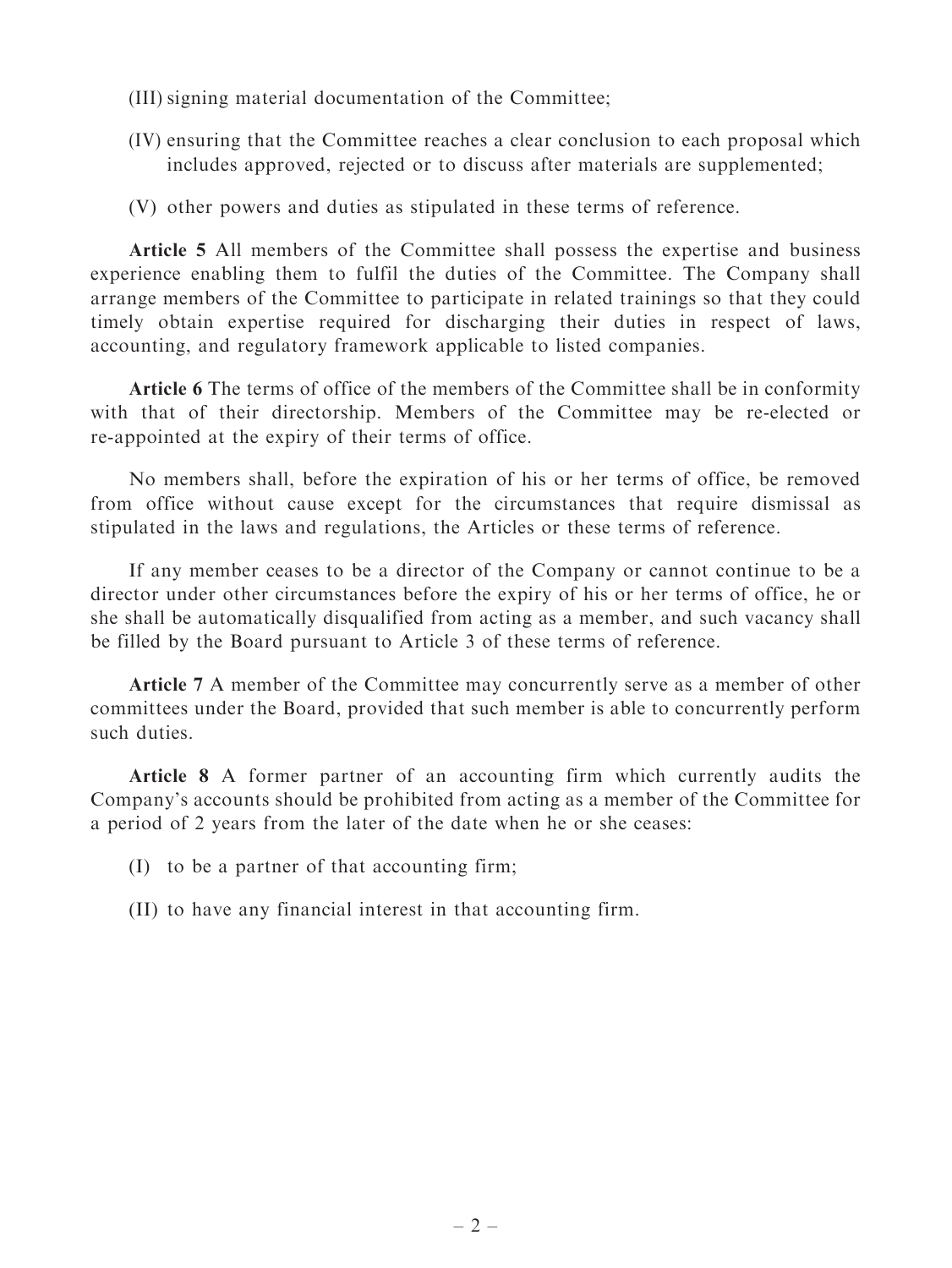(III) signing material documentation of the Committee;

(IV) ensuring that the Committee reaches a clear conclusion to each proposal which includes approved, rejected or to discuss after materials are supplemented;

(V) other powers and duties as stipulated in these terms of reference.

**Article 5** All members of the Committee shall possess the expertise and business experience enabling them to fulfil the duties of the Committee. The Company shall arrange members of the Committee to participate in related trainings so that they could timely obtain expertise required for discharging their duties in respect of laws, accounting, and regulatory framework applicable to listed companies.

**Article 6** The terms of office of the members of the Committee shall be in conformity with that of their directorship. Members of the Committee may be re-elected or re-appointed at the expiry of their terms of office.

No members shall, before the expiration of his or her terms of office, be removed from office without cause except for the circumstances that require dismissal as stipulated in the laws and regulations, the Articles or these terms of reference.

If any member ceases to be a director of the Company or cannot continue to be a director under other circumstances before the expiry of his or her terms of office, he or she shall be automatically disqualified from acting as a member, and such vacancy shall be filled by the Board pursuant to Article 3 of these terms of reference.

**Article 7** A member of the Committee may concurrently serve as a member of other committees under the Board, provided that such member is able to concurrently perform such duties.

**Article 8** A former partner of an accounting firm which currently audits the Company's accounts should be prohibited from acting as a member of the Committee for a period of 2 years from the later of the date when he or she ceases:

(I) to be a partner of that accounting firm;

(II) to have any financial interest in that accounting firm.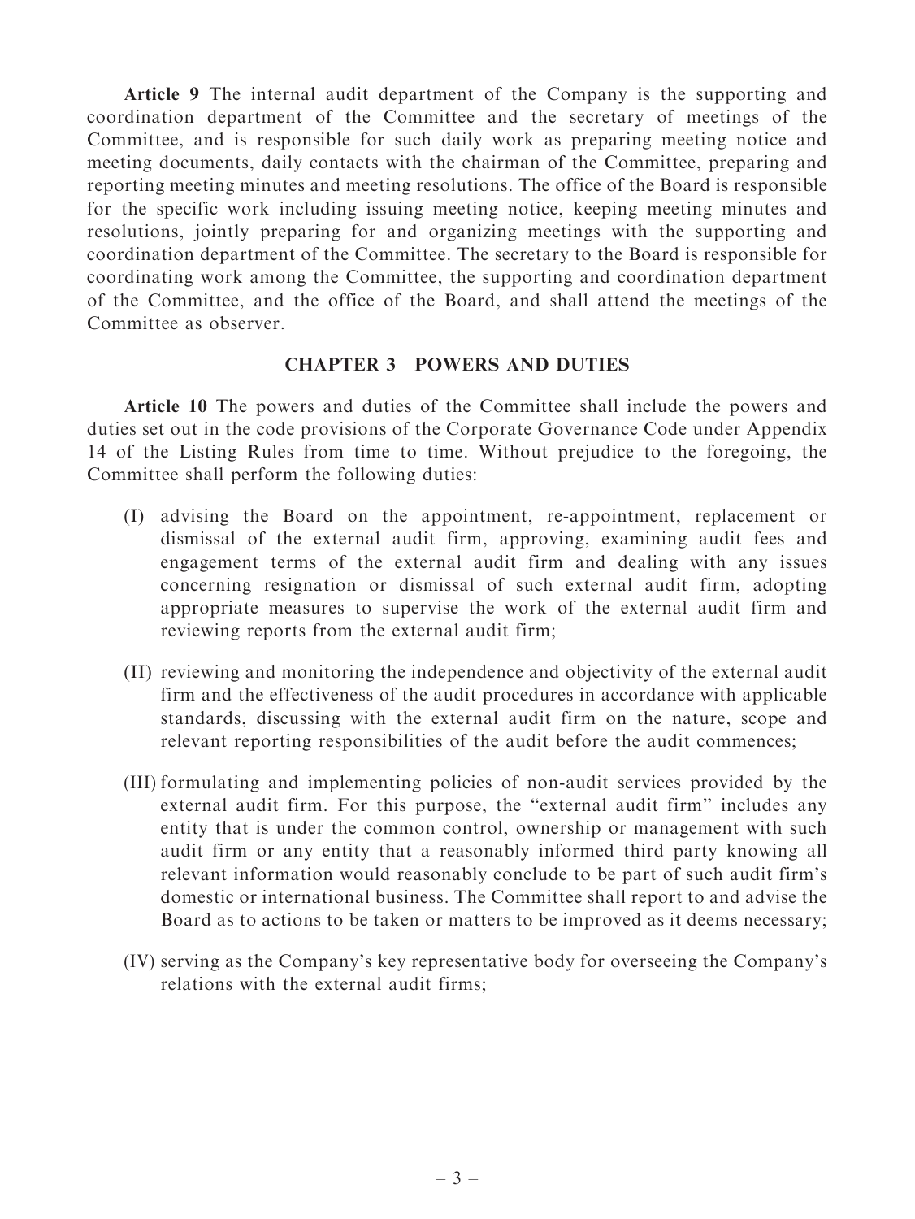**Article 9** The internal audit department of the Company is the supporting and coordination department of the Committee and the secretary of meetings of the Committee, and is responsible for such daily work as preparing meeting notice and meeting documents, daily contacts with the chairman of the Committee, preparing and reporting meeting minutes and meeting resolutions. The office of the Board is responsible for the specific work including issuing meeting notice, keeping meeting minutes and resolutions, jointly preparing for and organizing meetings with the supporting and coordination department of the Committee. The secretary to the Board is responsible for coordinating work among the Committee, the supporting and coordination department of the Committee, and the office of the Board, and shall attend the meetings of the Committee as observer.

## CHAPTER 3 POWERS AND DUTIES

**Article 10** The powers and duties of the Committee shall include the powers and duties set out in the code provisions of the Corporate Governance Code under Appendix 14 of the Listing Rules from time to time. Without prejudice to the foregoing, the Committee shall perform the following duties:

(I) advising the Board on the appointment, re-appointment, replacement or dismissal of the external audit firm, approving, examining audit fees and engagement terms of the external audit firm and dealing with any issues concerning resignation or dismissal of such external audit firm, adopting appropriate measures to supervise the work of the external audit firm and reviewing reports from the external audit firm;

(II) reviewing and monitoring the independence and objectivity of the external audit firm and the effectiveness of the audit procedures in accordance with applicable standards, discussing with the external audit firm on the nature, scope and relevant reporting responsibilities of the audit before the audit commences;

(III) formulating and implementing policies of non-audit services provided by the external audit firm. For this purpose, the "external audit firm" includes any entity that is under the common control, ownership or management with such audit firm or any entity that a reasonably informed third party knowing all relevant information would reasonably conclude to be part of such audit firm's domestic or international business. The Committee shall report to and advise the Board as to actions to be taken or matters to be improved as it deems necessary;

(IV) serving as the Company's key representative body for overseeing the Company's relations with the external audit firms;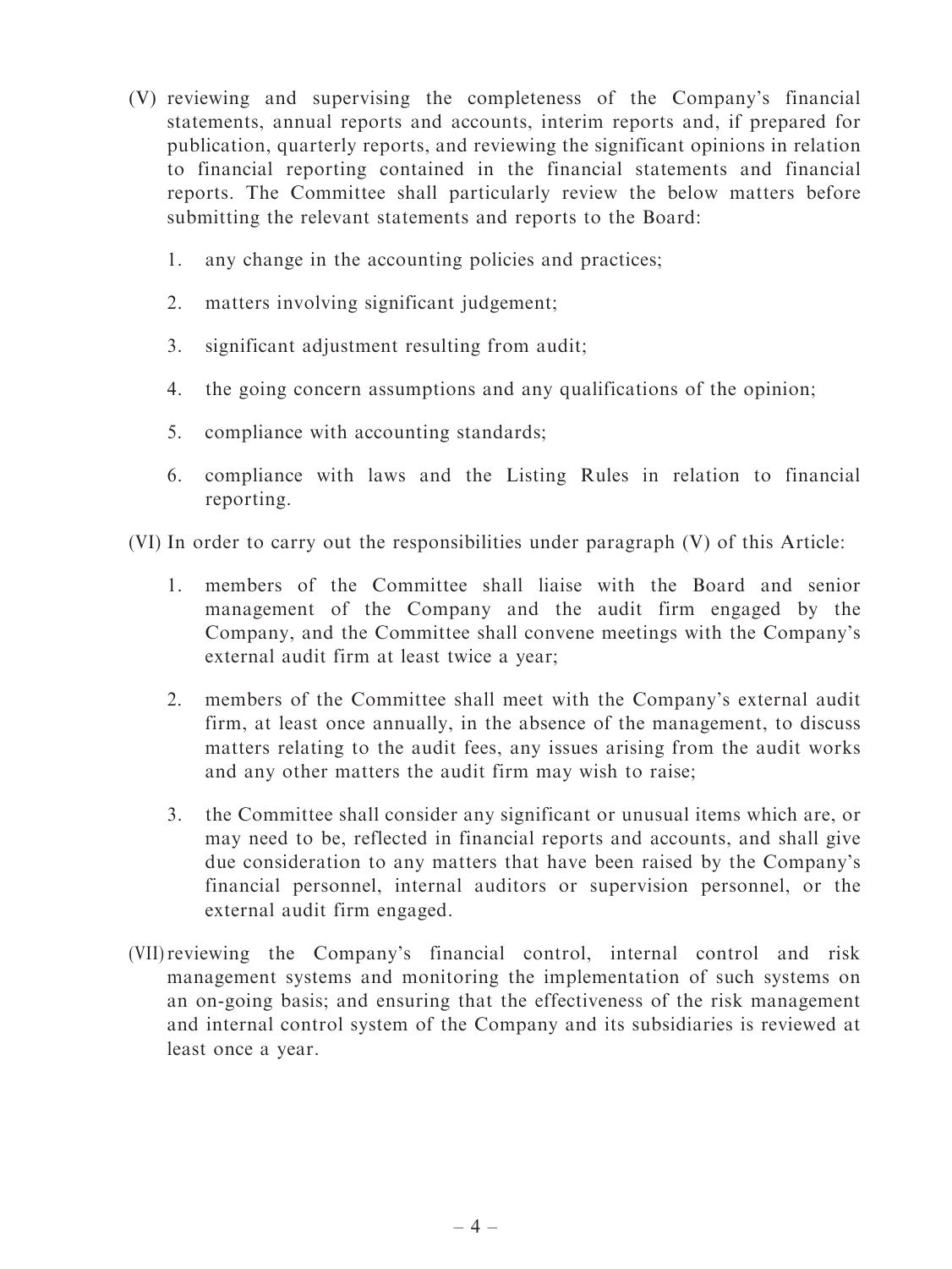(V) reviewing and supervising the completeness of the Company's financial statements, annual reports and accounts, interim reports and, if prepared for publication, quarterly reports, and reviewing the significant opinions in relation to financial reporting contained in the financial statements and financial reports. The Committee shall particularly review the below matters before submitting the relevant statements and reports to the Board:

1. any change in the accounting policies and practices;
2. matters involving significant judgement;
3. significant adjustment resulting from audit;
4. the going concern assumptions and any qualifications of the opinion;
5. compliance with accounting standards;
6. compliance with laws and the Listing Rules in relation to financial reporting.

(VI) In order to carry out the responsibilities under paragraph (V) of this Article:

1. members of the Committee shall liaise with the Board and senior management of the Company and the audit firm engaged by the Company, and the Committee shall convene meetings with the Company's external audit firm at least twice a year;
2. members of the Committee shall meet with the Company's external audit firm, at least once annually, in the absence of the management, to discuss matters relating to the audit fees, any issues arising from the audit works and any other matters the audit firm may wish to raise;
3. the Committee shall consider any significant or unusual items which are, or may need to be, reflected in financial reports and accounts, and shall give due consideration to any matters that have been raised by the Company's financial personnel, internal auditors or supervision personnel, or the external audit firm engaged.

(VII) reviewing the Company's financial control, internal control and risk management systems and monitoring the implementation of such systems on an on-going basis; and ensuring that the effectiveness of the risk management and internal control system of the Company and its subsidiaries is reviewed at least once a year.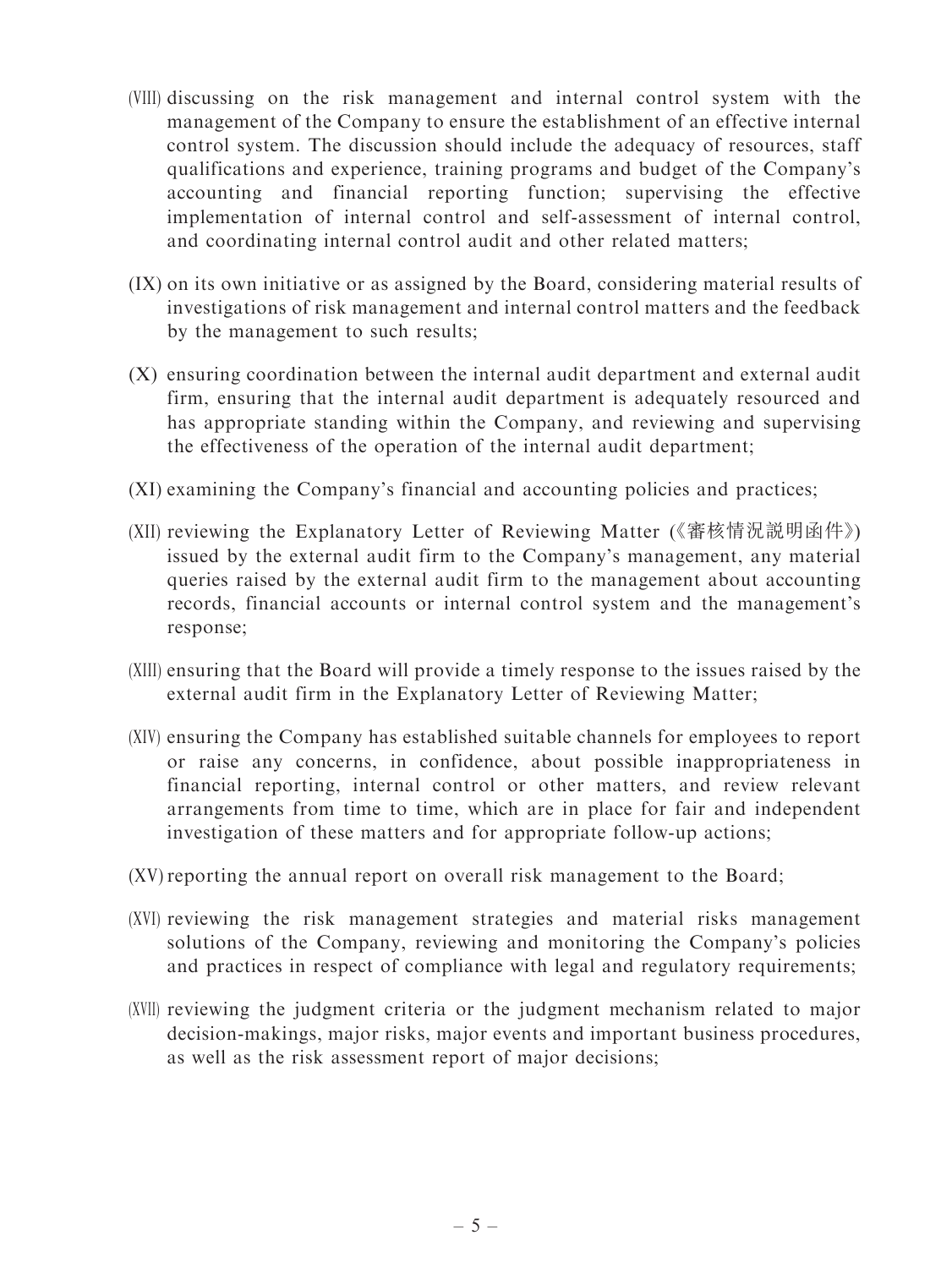(VIII) discussing on the risk management and internal control system with the management of the Company to ensure the establishment of an effective internal control system. The discussion should include the adequacy of resources, staff qualifications and experience, training programs and budget of the Company's accounting and financial reporting function; supervising the effective implementation of internal control and self-assessment of internal control, and coordinating internal control audit and other related matters;

(IX) on its own initiative or as assigned by the Board, considering material results of investigations of risk management and internal control matters and the feedback by the management to such results;

(X) ensuring coordination between the internal audit department and external audit firm, ensuring that the internal audit department is adequately resourced and has appropriate standing within the Company, and reviewing and supervising the effectiveness of the operation of the internal audit department;

(XI) examining the Company's financial and accounting policies and practices;

(XII) reviewing the Explanatory Letter of Reviewing Matter (《審核情況說明函件》) issued by the external audit firm to the Company's management, any material queries raised by the external audit firm to the management about accounting records, financial accounts or internal control system and the management's response;

(XIII) ensuring that the Board will provide a timely response to the issues raised by the external audit firm in the Explanatory Letter of Reviewing Matter;

(XIV) ensuring the Company has established suitable channels for employees to report or raise any concerns, in confidence, about possible inappropriateness in financial reporting, internal control or other matters, and review relevant arrangements from time to time, which are in place for fair and independent investigation of these matters and for appropriate follow-up actions;

(XV) reporting the annual report on overall risk management to the Board;

(XVI) reviewing the risk management strategies and material risks management solutions of the Company, reviewing and monitoring the Company's policies and practices in respect of compliance with legal and regulatory requirements;

(XVII) reviewing the judgment criteria or the judgment mechanism related to major decision-makings, major risks, major events and important business procedures, as well as the risk assessment report of major decisions;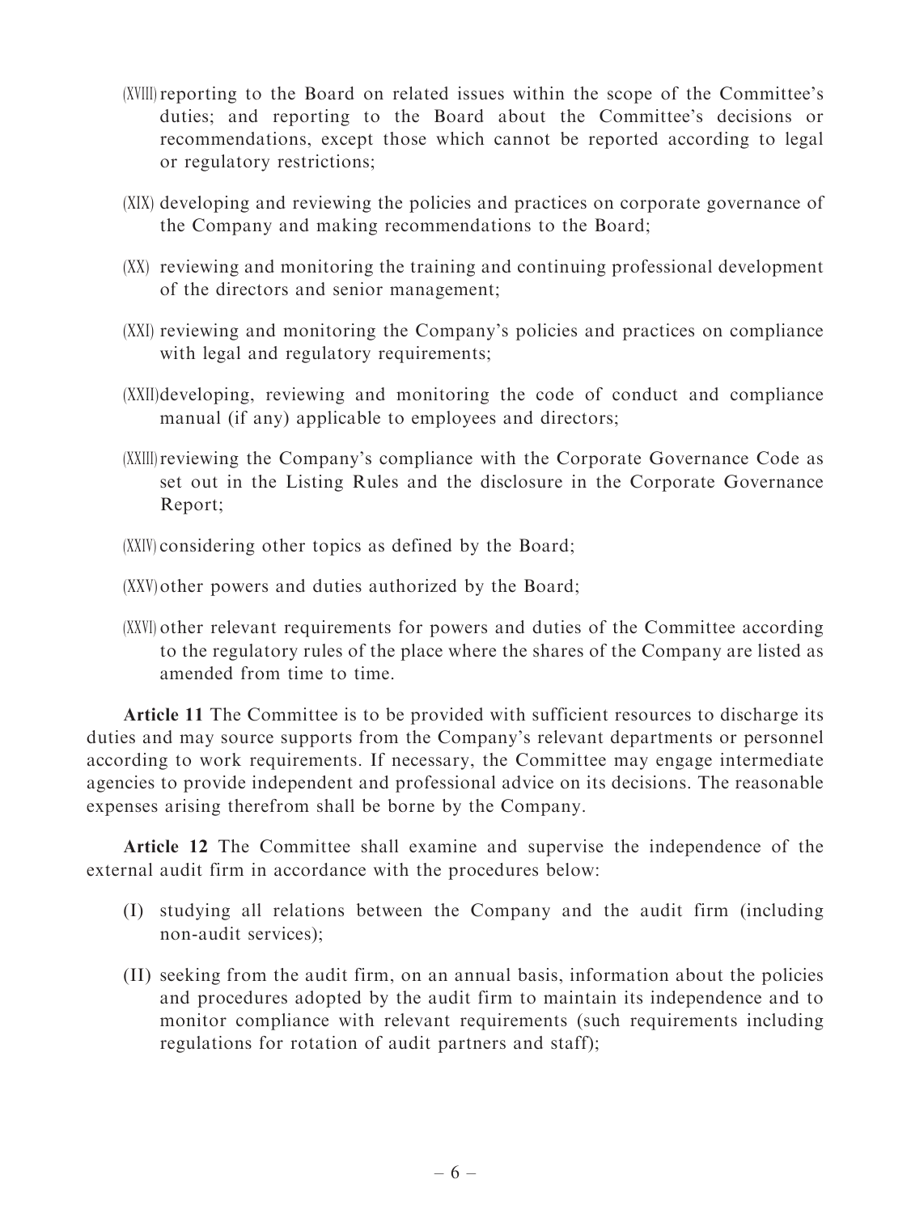(XVIII) reporting to the Board on related issues within the scope of the Committee's duties; and reporting to the Board about the Committee's decisions or recommendations, except those which cannot be reported according to legal or regulatory restrictions;

(XIX) developing and reviewing the policies and practices on corporate governance of the Company and making recommendations to the Board;

(XX) reviewing and monitoring the training and continuing professional development of the directors and senior management;

(XXI) reviewing and monitoring the Company's policies and practices on compliance with legal and regulatory requirements;

(XXII) developing, reviewing and monitoring the code of conduct and compliance manual (if any) applicable to employees and directors;

(XXIII) reviewing the Company's compliance with the Corporate Governance Code as set out in the Listing Rules and the disclosure in the Corporate Governance Report;

(XXIV) considering other topics as defined by the Board;

(XXV) other powers and duties authorized by the Board;

(XXVI) other relevant requirements for powers and duties of the Committee according to the regulatory rules of the place where the shares of the Company are listed as amended from time to time.

**Article 11** The Committee is to be provided with sufficient resources to discharge its duties and may source supports from the Company's relevant departments or personnel according to work requirements. If necessary, the Committee may engage intermediate agencies to provide independent and professional advice on its decisions. The reasonable expenses arising therefrom shall be borne by the Company.

**Article 12** The Committee shall examine and supervise the independence of the external audit firm in accordance with the procedures below:

(I) studying all relations between the Company and the audit firm (including non-audit services);

(II) seeking from the audit firm, on an annual basis, information about the policies and procedures adopted by the audit firm to maintain its independence and to monitor compliance with relevant requirements (such requirements including regulations for rotation of audit partners and staff);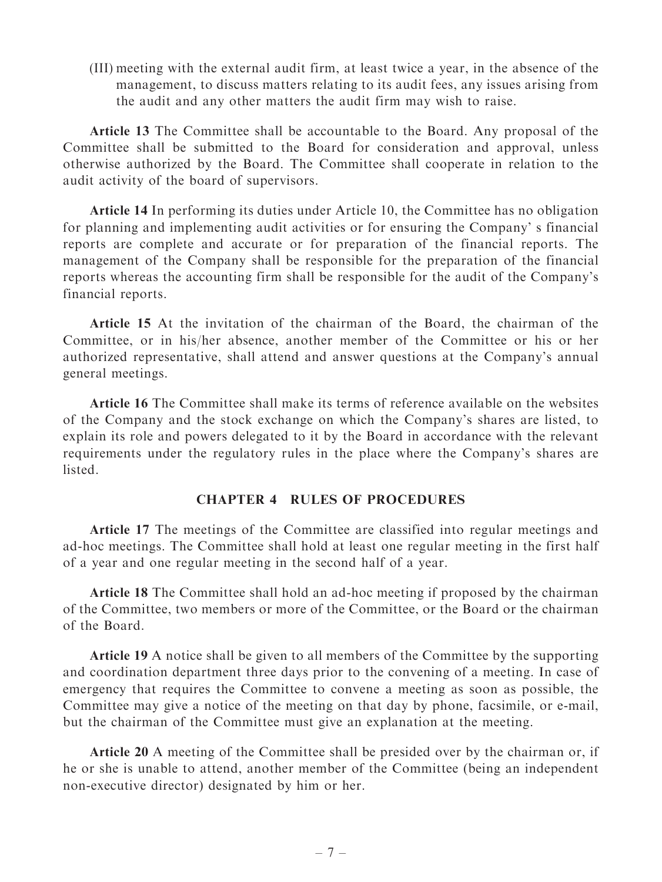(III) meeting with the external audit firm, at least twice a year, in the absence of the management, to discuss matters relating to its audit fees, any issues arising from the audit and any other matters the audit firm may wish to raise.

**Article 13** The Committee shall be accountable to the Board. Any proposal of the Committee shall be submitted to the Board for consideration and approval, unless otherwise authorized by the Board. The Committee shall cooperate in relation to the audit activity of the board of supervisors.

**Article 14** In performing its duties under Article 10, the Committee has no obligation for planning and implementing audit activities or for ensuring the Company' s financial reports are complete and accurate or for preparation of the financial reports. The management of the Company shall be responsible for the preparation of the financial reports whereas the accounting firm shall be responsible for the audit of the Company's financial reports.

**Article 15** At the invitation of the chairman of the Board, the chairman of the Committee, or in his/her absence, another member of the Committee or his or her authorized representative, shall attend and answer questions at the Company's annual general meetings.

**Article 16** The Committee shall make its terms of reference available on the websites of the Company and the stock exchange on which the Company's shares are listed, to explain its role and powers delegated to it by the Board in accordance with the relevant requirements under the regulatory rules in the place where the Company's shares are listed.

## CHAPTER 4 RULES OF PROCEDURES

**Article 17** The meetings of the Committee are classified into regular meetings and ad-hoc meetings. The Committee shall hold at least one regular meeting in the first half of a year and one regular meeting in the second half of a year.

**Article 18** The Committee shall hold an ad-hoc meeting if proposed by the chairman of the Committee, two members or more of the Committee, or the Board or the chairman of the Board.

**Article 19** A notice shall be given to all members of the Committee by the supporting and coordination department three days prior to the convening of a meeting. In case of emergency that requires the Committee to convene a meeting as soon as possible, the Committee may give a notice of the meeting on that day by phone, facsimile, or e-mail, but the chairman of the Committee must give an explanation at the meeting.

**Article 20** A meeting of the Committee shall be presided over by the chairman or, if he or she is unable to attend, another member of the Committee (being an independent non-executive director) designated by him or her.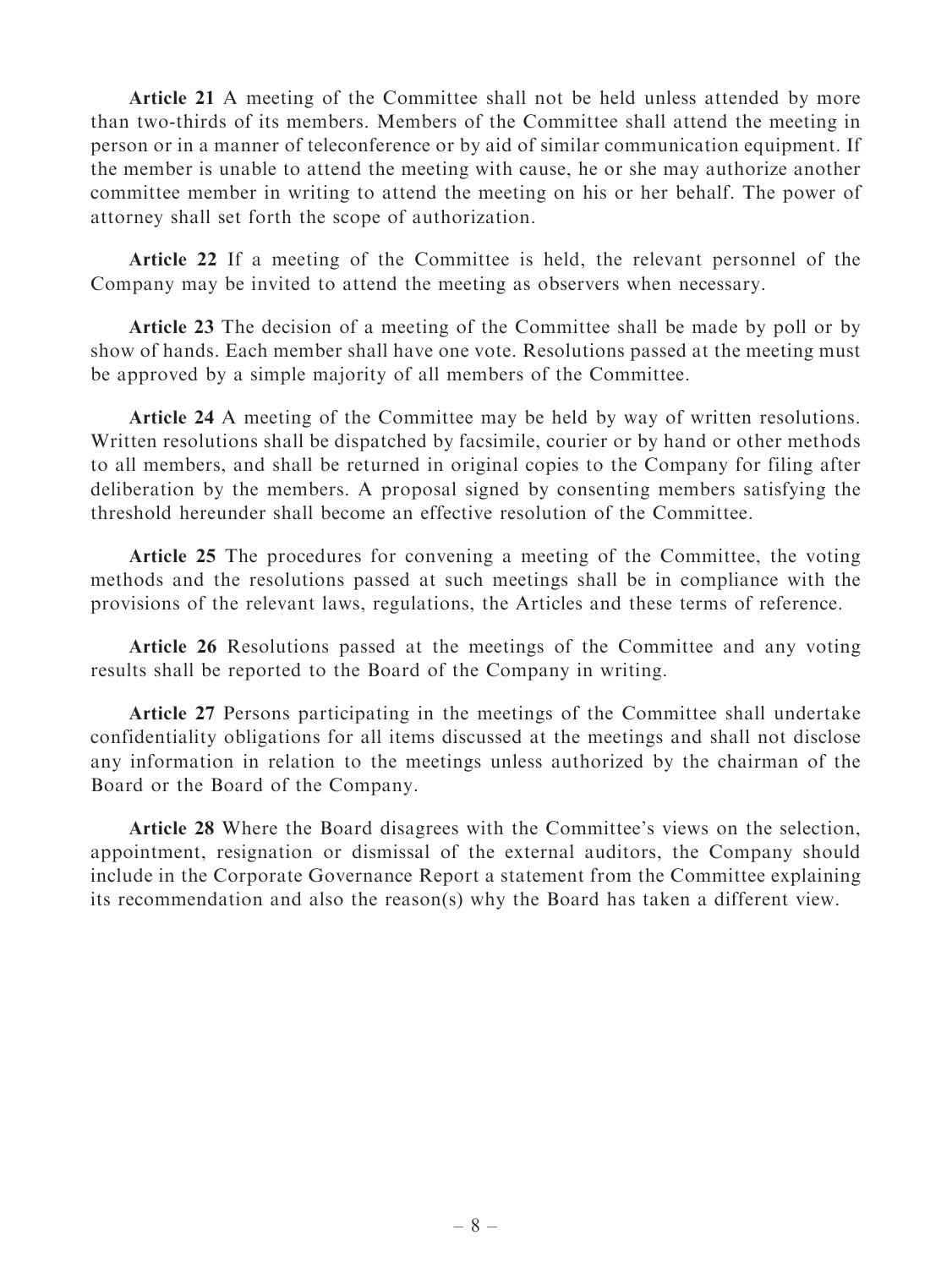**Article 21** A meeting of the Committee shall not be held unless attended by more than two-thirds of its members. Members of the Committee shall attend the meeting in person or in a manner of teleconference or by aid of similar communication equipment. If the member is unable to attend the meeting with cause, he or she may authorize another committee member in writing to attend the meeting on his or her behalf. The power of attorney shall set forth the scope of authorization.

**Article 22** If a meeting of the Committee is held, the relevant personnel of the Company may be invited to attend the meeting as observers when necessary.

**Article 23** The decision of a meeting of the Committee shall be made by poll or by show of hands. Each member shall have one vote. Resolutions passed at the meeting must be approved by a simple majority of all members of the Committee.

**Article 24** A meeting of the Committee may be held by way of written resolutions. Written resolutions shall be dispatched by facsimile, courier or by hand or other methods to all members, and shall be returned in original copies to the Company for filing after deliberation by the members. A proposal signed by consenting members satisfying the threshold hereunder shall become an effective resolution of the Committee.

**Article 25** The procedures for convening a meeting of the Committee, the voting methods and the resolutions passed at such meetings shall be in compliance with the provisions of the relevant laws, regulations, the Articles and these terms of reference.

**Article 26** Resolutions passed at the meetings of the Committee and any voting results shall be reported to the Board of the Company in writing.

**Article 27** Persons participating in the meetings of the Committee shall undertake confidentiality obligations for all items discussed at the meetings and shall not disclose any information in relation to the meetings unless authorized by the chairman of the Board or the Board of the Company.

**Article 28** Where the Board disagrees with the Committee's views on the selection, appointment, resignation or dismissal of the external auditors, the Company should include in the Corporate Governance Report a statement from the Committee explaining its recommendation and also the reason(s) why the Board has taken a different view.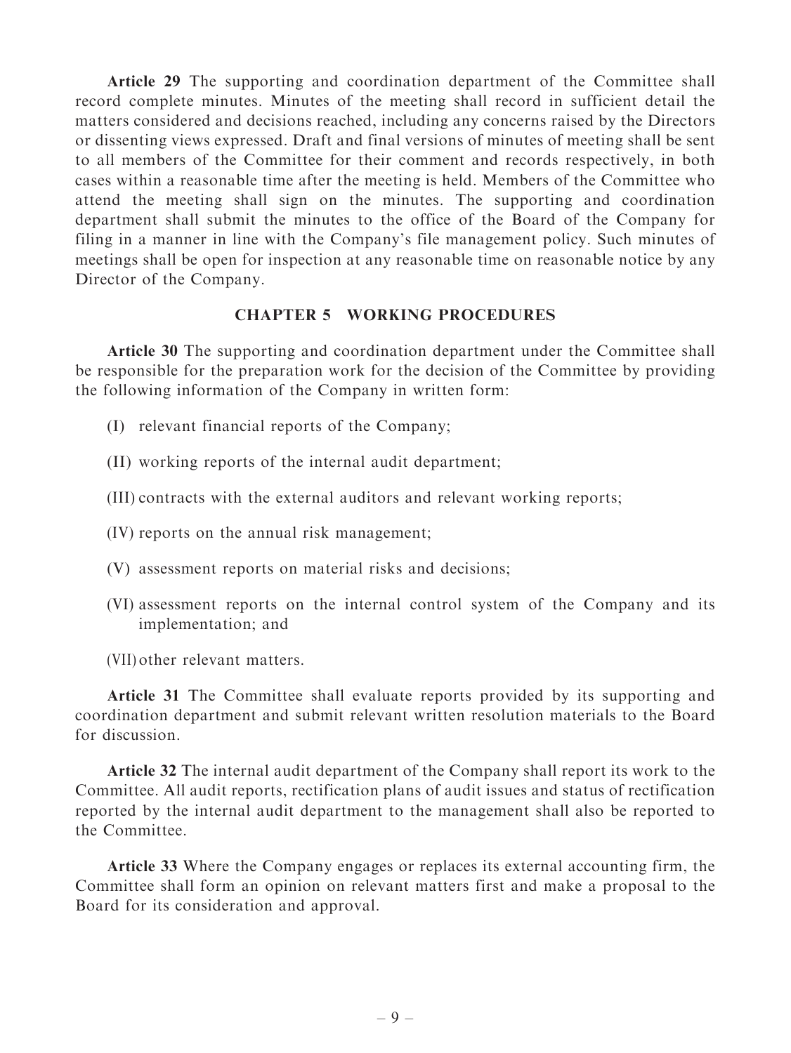**Article 29** The supporting and coordination department of the Committee shall record complete minutes. Minutes of the meeting shall record in sufficient detail the matters considered and decisions reached, including any concerns raised by the Directors or dissenting views expressed. Draft and final versions of minutes of meeting shall be sent to all members of the Committee for their comment and records respectively, in both cases within a reasonable time after the meeting is held. Members of the Committee who attend the meeting shall sign on the minutes. The supporting and coordination department shall submit the minutes to the office of the Board of the Company for filing in a manner in line with the Company's file management policy. Such minutes of meetings shall be open for inspection at any reasonable time on reasonable notice by any Director of the Company.

## CHAPTER 5 WORKING PROCEDURES

**Article 30** The supporting and coordination department under the Committee shall be responsible for the preparation work for the decision of the Committee by providing the following information of the Company in written form:

(I) relevant financial reports of the Company;

(II) working reports of the internal audit department;

(III) contracts with the external auditors and relevant working reports;

(IV) reports on the annual risk management;

(V) assessment reports on material risks and decisions;

(VI) assessment reports on the internal control system of the Company and its implementation; and

(VII) other relevant matters.

**Article 31** The Committee shall evaluate reports provided by its supporting and coordination department and submit relevant written resolution materials to the Board for discussion.

**Article 32** The internal audit department of the Company shall report its work to the Committee. All audit reports, rectification plans of audit issues and status of rectification reported by the internal audit department to the management shall also be reported to the Committee.

**Article 33** Where the Company engages or replaces its external accounting firm, the Committee shall form an opinion on relevant matters first and make a proposal to the Board for its consideration and approval.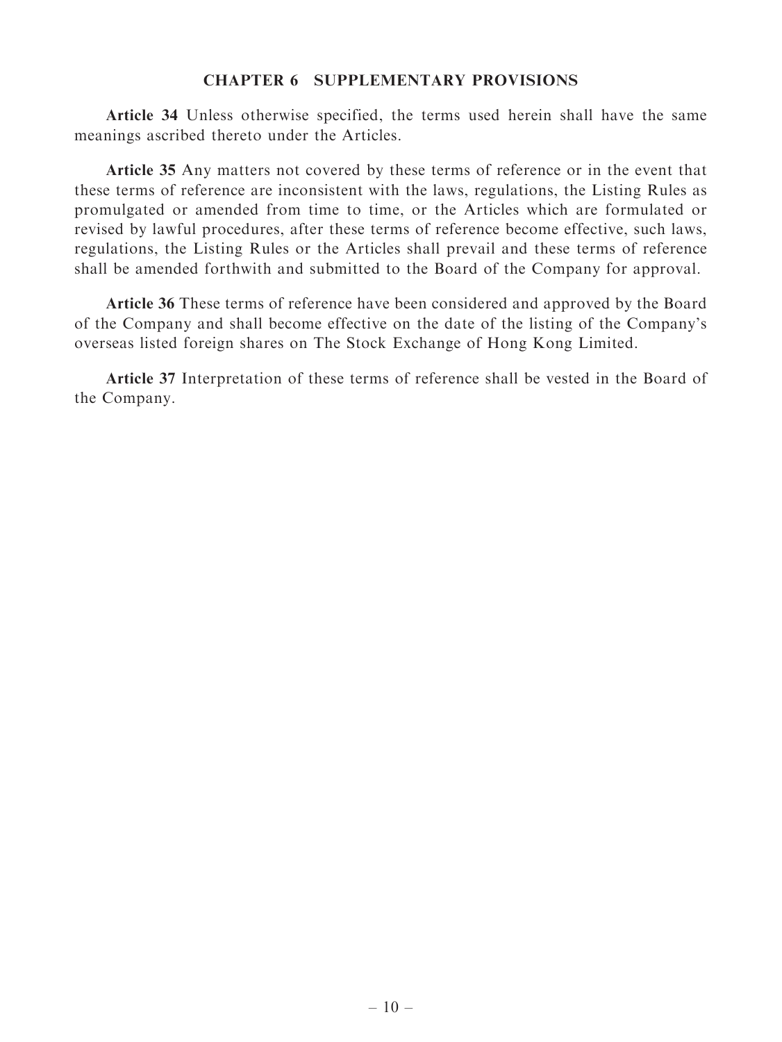## CHAPTER 6 SUPPLEMENTARY PROVISIONS

**Article 34** Unless otherwise specified, the terms used herein shall have the same meanings ascribed thereto under the Articles.

**Article 35** Any matters not covered by these terms of reference or in the event that these terms of reference are inconsistent with the laws, regulations, the Listing Rules as promulgated or amended from time to time, or the Articles which are formulated or revised by lawful procedures, after these terms of reference become effective, such laws, regulations, the Listing Rules or the Articles shall prevail and these terms of reference shall be amended forthwith and submitted to the Board of the Company for approval.

**Article 36** These terms of reference have been considered and approved by the Board of the Company and shall become effective on the date of the listing of the Company's overseas listed foreign shares on The Stock Exchange of Hong Kong Limited.

**Article 37** Interpretation of these terms of reference shall be vested in the Board of the Company.